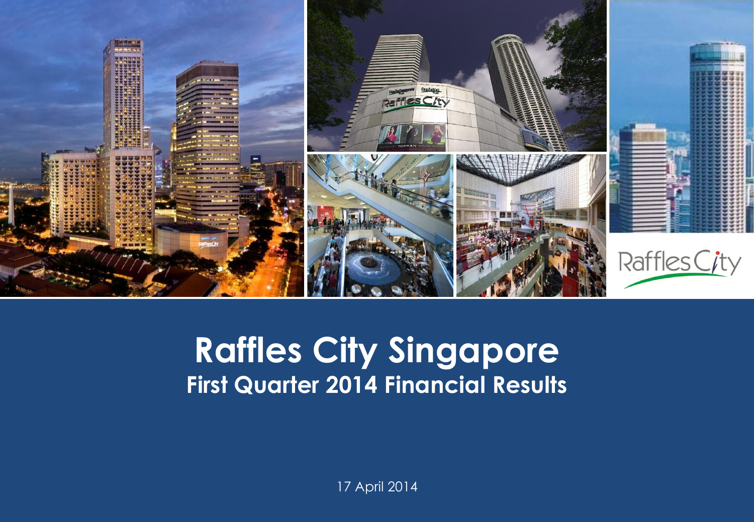# Raffles City Singapore

## First Quarter 2014 Financial Results

17 April 2014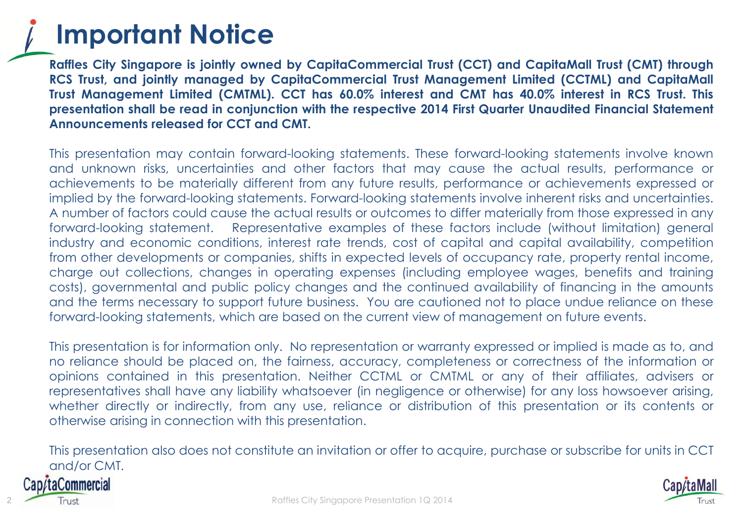# Important Notice

**Raffles City Singapore is jointly owned by CapitaCommercial Trust (CCT) and CapitaMall Trust (CMT) through RCS Trust, and jointly managed by CapitaCommercial Trust Management Limited (CCTML) and CapitaMall Trust Management Limited (CMTML). CCT has 60.0% interest and CMT has 40.0% interest in RCS Trust. This presentation shall be read in conjunction with the respective 2014 First Quarter Unaudited Financial Statement Announcements released for CCT and CMT.**

This presentation may contain forward-looking statements. These forward-looking statements involve known and unknown risks, uncertainties and other factors that may cause the actual results, performance or achievements to be materially different from any future results, performance or achievements expressed or implied by the forward-looking statements. Forward-looking statements involve inherent risks and uncertainties. A number of factors could cause the actual results or outcomes to differ materially from those expressed in any forward-looking statement. Representative examples of these factors include (without limitation) general industry and economic conditions, interest rate trends, cost of capital and capital availability, competition from other developments or companies, shifts in expected levels of occupancy rate, property rental income, charge out collections, changes in operating expenses (including employee wages, benefits and training costs), governmental and public policy changes and the continued availability of financing in the amounts and the terms necessary to support future business. You are cautioned not to place undue reliance on these forward-looking statements, which are based on the current view of management on future events.

This presentation is for information only. No representation or warranty expressed or implied is made as to, and no reliance should be placed on, the fairness, accuracy, completeness or correctness of the information or opinions contained in this presentation. Neither CCTML or CMTML or any of their affiliates, advisers or representatives shall have any liability whatsoever (in negligence or otherwise) for any loss howsoever arising, whether directly or indirectly, from any use, reliance or distribution of this presentation or its contents or otherwise arising in connection with this presentation.

This presentation also does not constitute an invitation or offer to acquire, purchase or subscribe for units in CCT and/or CMT.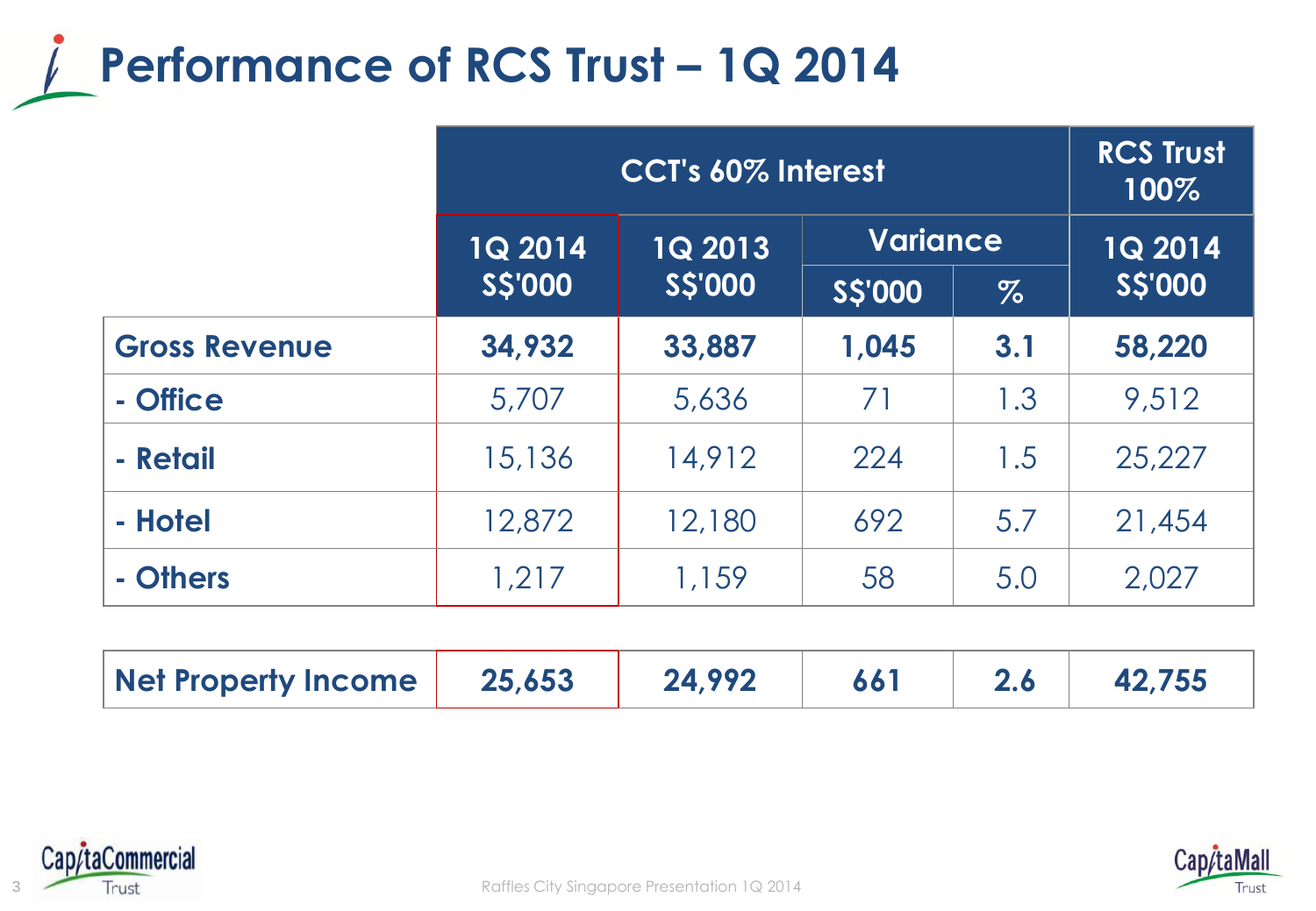# Performance of RCS Trust – 1Q 2014

| | CCT's 60% Interest | | | | RCS Trust 100% |
|---|---|---|---|---|---|
| | 1Q 2014 S$'000 | 1Q 2013 S$'000 | Variance | | 1Q 2014 S$'000 |
| | | | S$'000 | % | |
| **Gross Revenue** | **34,932** | **33,887** | **1,045** | **3.1** | **58,220** |
| **- Office** | 5,707 | 5,636 | 71 | 1.3 | 9,512 |
| **- Retail** | 15,136 | 14,912 | 224 | 1.5 | 25,227 |
| **- Hotel** | 12,872 | 12,180 | 692 | 5.7 | 21,454 |
| **- Others** | 1,217 | 1,159 | 58 | 5.0 | 2,027 |
| **Net Property Income** | **25,653** | **24,992** | **661** | **2.6** | **42,755** |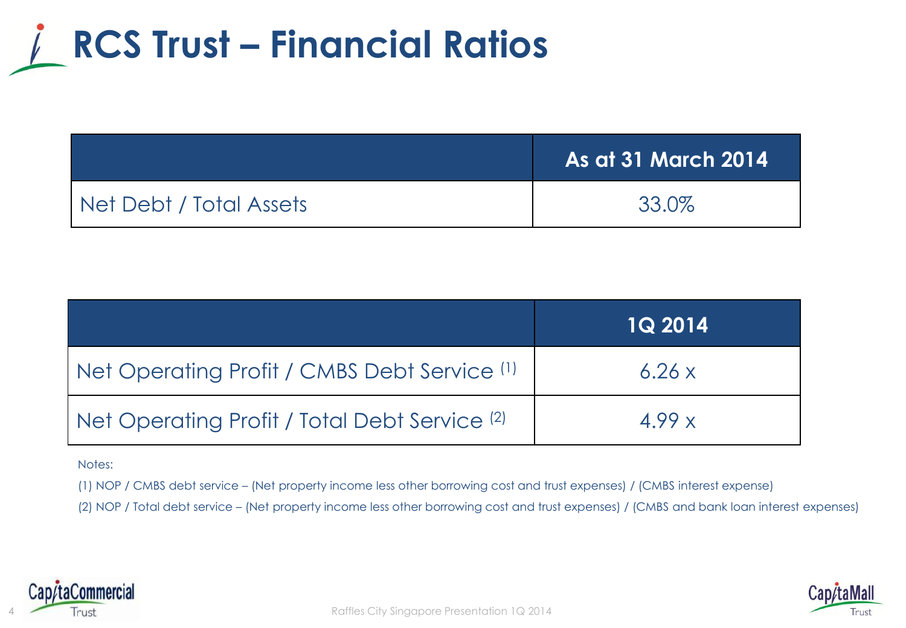# RCS Trust – Financial Ratios

| | As at 31 March 2014 |
|---|---|
| Net Debt / Total Assets | 33.0% |

| | 1Q 2014 |
|---|---|
| Net Operating Profit / CMBS Debt Service [(1)] | 6.26 x |
| Net Operating Profit / Total Debt Service [(2)] | 4.99 x |

Notes:

(1) NOP / CMBS debt service – (Net property income less other borrowing cost and trust expenses) / (CMBS interest expense)

(2) NOP / Total debt service – (Net property income less other borrowing cost and trust expenses) / (CMBS and bank loan interest expenses)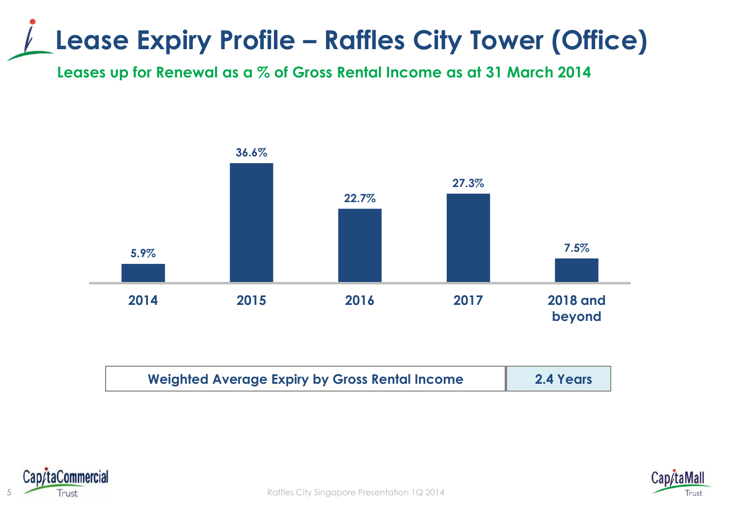# Lease Expiry Profile – Raffles City Tower (Office)

## Leases up for Renewal as a % of Gross Rental Income as at 31 March 2014

| 2014 | 2015 | 2016 | 2017 | 2018 and beyond |
|---|---|---|---|---|
| 5.9% | 36.6% | 22.7% | 27.3% | 7.5% |

| Weighted Average Expiry by Gross Rental Income | 2.4 Years |
|---|---|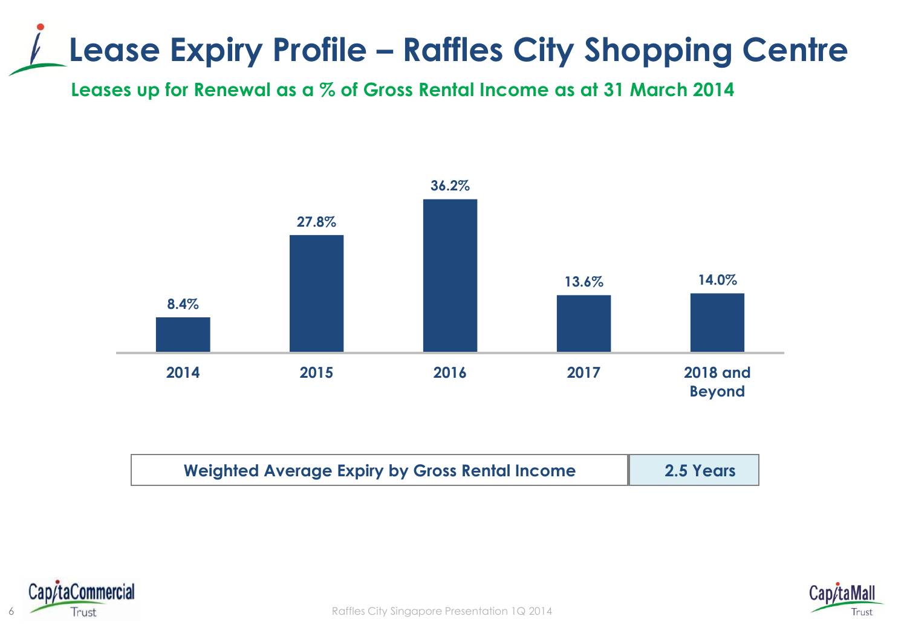# Lease Expiry Profile – Raffles City Shopping Centre

## Leases up for Renewal as a % of Gross Rental Income as at 31 March 2014

| Year | % of Gross Rental Income |
| --- | --- |
| 2014 | 8.4% |
| 2015 | 27.8% |
| 2016 | 36.2% |
| 2017 | 13.6% |
| 2018 and Beyond | 14.0% |

| Weighted Average Expiry by Gross Rental Income | 2.5 Years |
| --- | --- |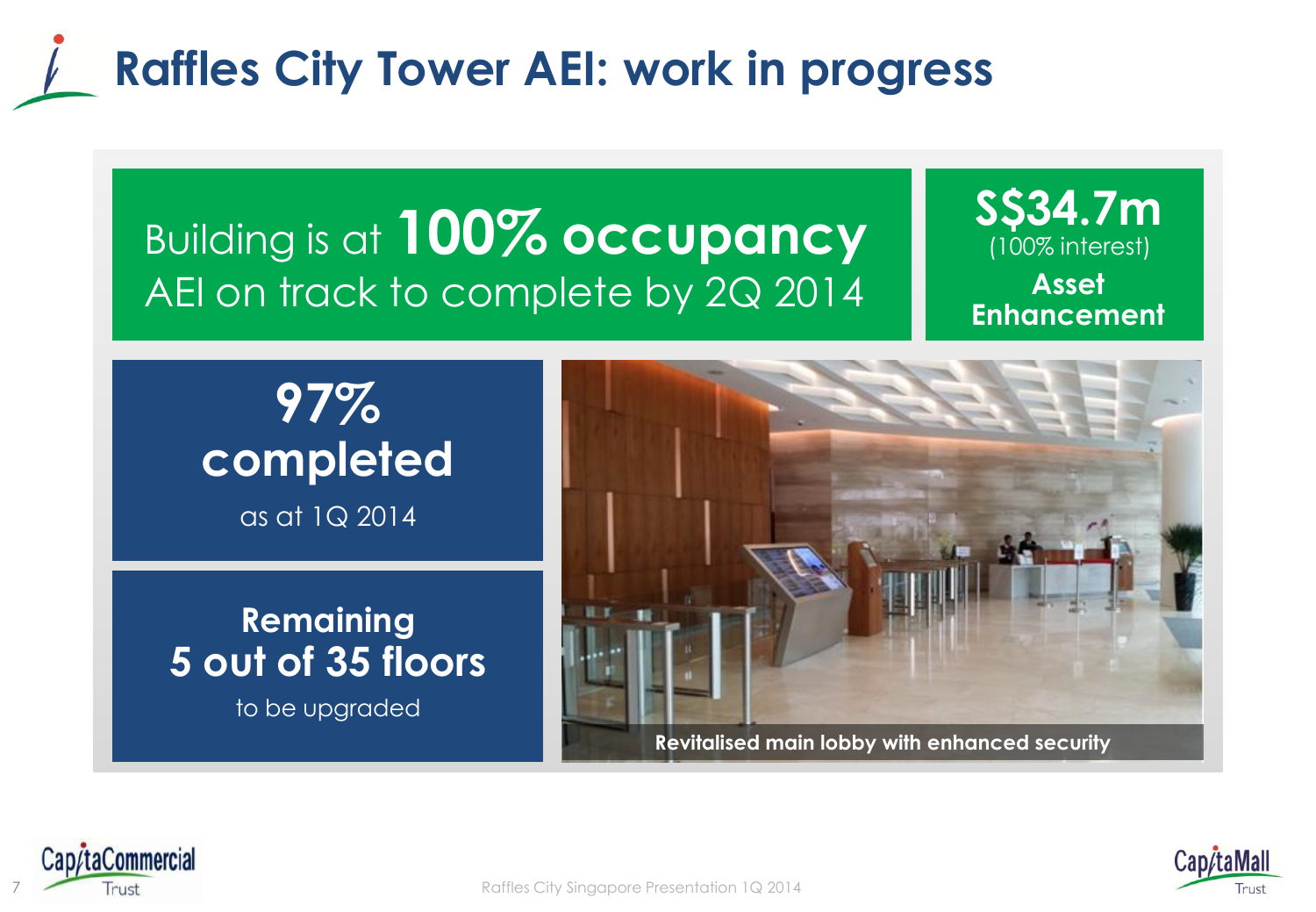# Raffles City Tower AEI: work in progress

Building is at **100% occupancy**
AEI on track to complete by 2Q 2014

**S$34.7m**
(100% interest)
**Asset Enhancement**

**97% completed**
as at 1Q 2014

**Remaining 5 out of 35 floors**
to be upgraded

**Revitalised main lobby with enhanced security**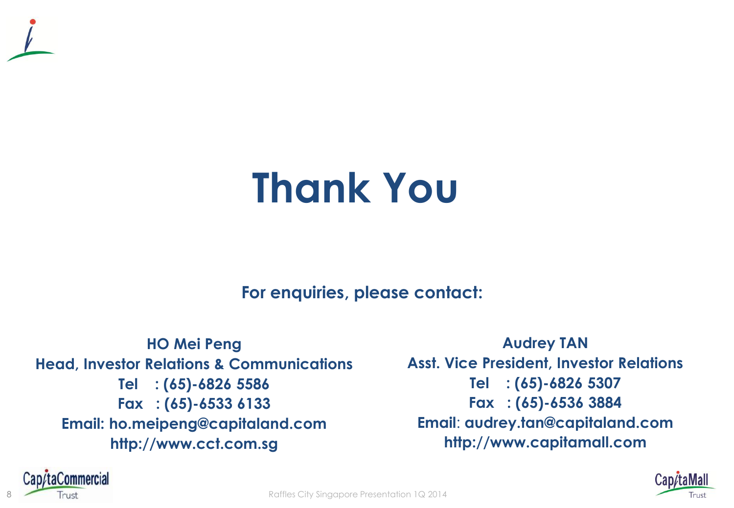# Thank You

**For enquiries, please contact:**

**HO Mei Peng**
**Head, Investor Relations & Communications**
**Tel : (65)-6826 5586**
**Fax : (65)-6533 6133**
**Email: ho.meipeng@capitaland.com**
**http://www.cct.com.sg**

**Audrey TAN**
**Asst. Vice President, Investor Relations**
**Tel : (65)-6826 5307**
**Fax : (65)-6536 3884**
**Email: audrey.tan@capitaland.com**
**http://www.capitamall.com**